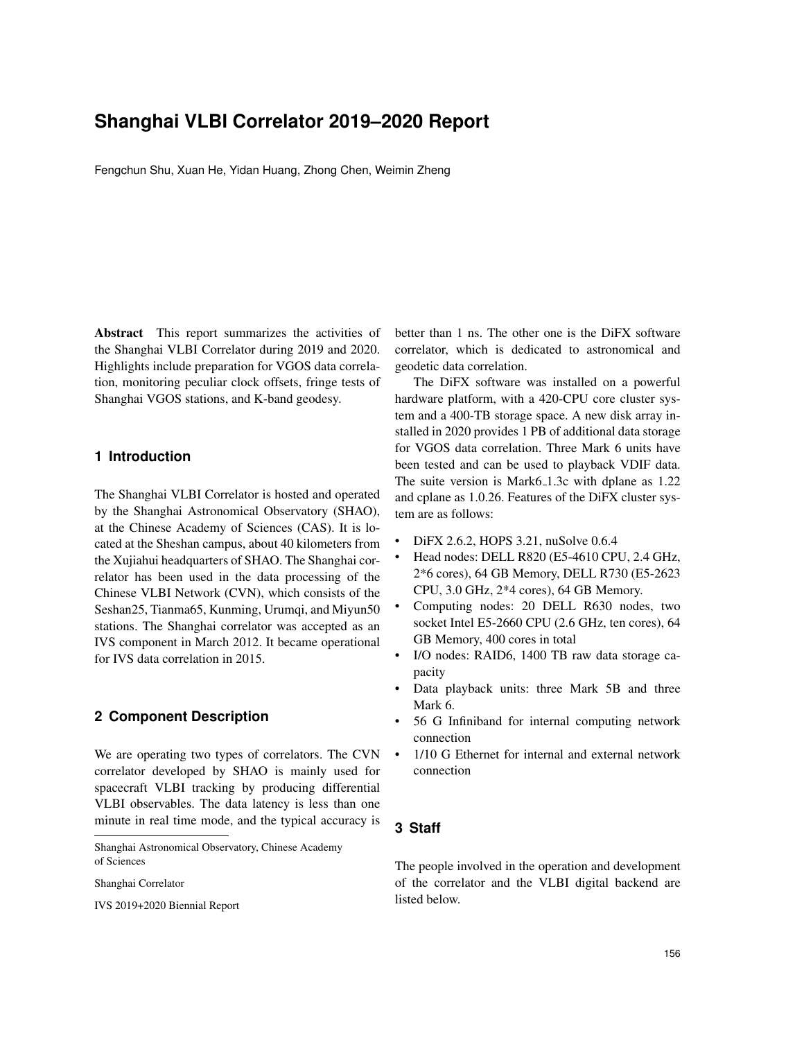# Shanghai VLBI Correlator 2019–2020 Report

Fengchun Shu, Xuan He, Yidan Huang, Zhong Chen, Weimin Zheng

**Abstract** This report summarizes the activities of the Shanghai VLBI Correlator during 2019 and 2020. Highlights include preparation for VGOS data correlation, monitoring peculiar clock offsets, fringe tests of Shanghai VGOS stations, and K-band geodesy.

## 1 Introduction

The Shanghai VLBI Correlator is hosted and operated by the Shanghai Astronomical Observatory (SHAO), at the Chinese Academy of Sciences (CAS). It is located at the Sheshan campus, about 40 kilometers from the Xujiahui headquarters of SHAO. The Shanghai correlator has been used in the data processing of the Chinese VLBI Network (CVN), which consists of the Seshan25, Tianma65, Kunming, Urumqi, and Miyun50 stations. The Shanghai correlator was accepted as an IVS component in March 2012. It became operational for IVS data correlation in 2015.

## 2 Component Description

We are operating two types of correlators. The CVN correlator developed by SHAO is mainly used for spacecraft VLBI tracking by producing differential VLBI observables. The data latency is less than one minute in real time mode, and the typical accuracy is better than 1 ns. The other one is the DiFX software correlator, which is dedicated to astronomical and geodetic data correlation.

The DiFX software was installed on a powerful hardware platform, with a 420-CPU core cluster system and a 400-TB storage space. A new disk array installed in 2020 provides 1 PB of additional data storage for VGOS data correlation. Three Mark 6 units have been tested and can be used to playback VDIF data. The suite version is Mark6_1.3c with dplane as 1.22 and cplane as 1.0.26. Features of the DiFX cluster system are as follows:

- DiFX 2.6.2, HOPS 3.21, nuSolve 0.6.4
- Head nodes: DELL R820 (E5-4610 CPU, 2.4 GHz, 2*6 cores), 64 GB Memory, DELL R730 (E5-2623 CPU, 3.0 GHz, 2*4 cores), 64 GB Memory.
- Computing nodes: 20 DELL R630 nodes, two socket Intel E5-2660 CPU (2.6 GHz, ten cores), 64 GB Memory, 400 cores in total
- I/O nodes: RAID6, 1400 TB raw data storage capacity
- Data playback units: three Mark 5B and three Mark 6.
- 56 G Infiniband for internal computing network connection
- 1/10 G Ethernet for internal and external network connection

## 3 Staff

The people involved in the operation and development of the correlator and the VLBI digital backend are listed below.

---

Shanghai Astronomical Observatory, Chinese Academy of Sciences

Shanghai Correlator

IVS 2019+2020 Biennial Report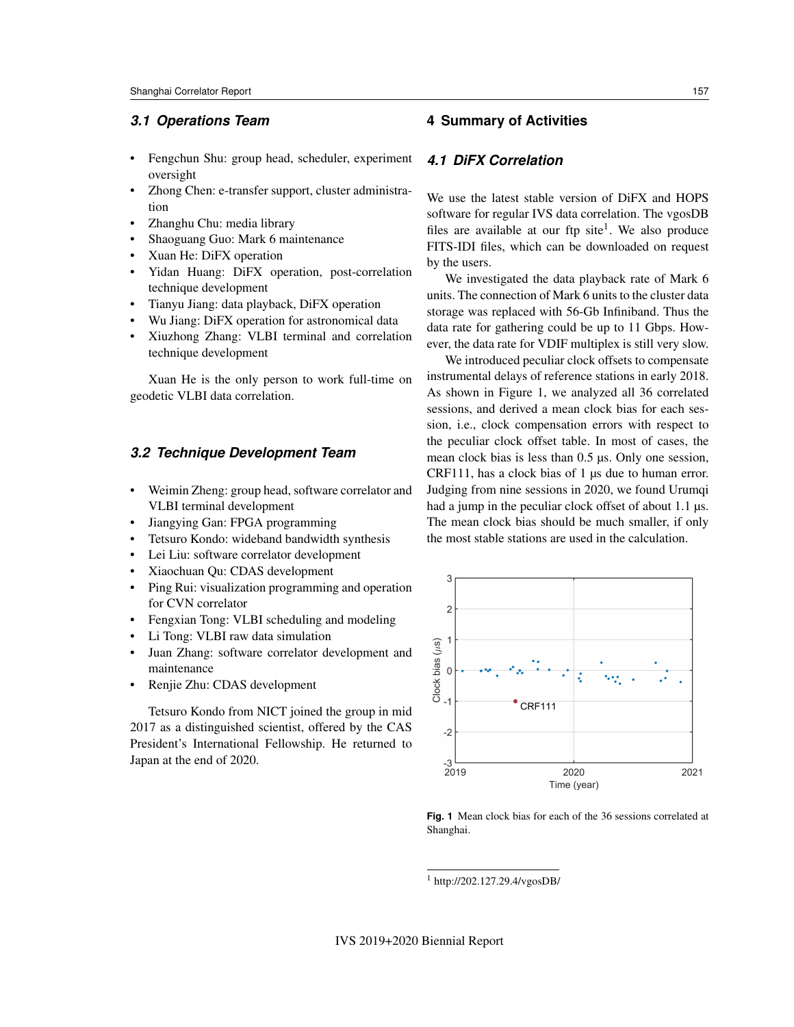### 3.1 Operations Team

- Fengchun Shu: group head, scheduler, experiment oversight
- Zhong Chen: e-transfer support, cluster administration
- Zhanghu Chu: media library
- Shaoguang Guo: Mark 6 maintenance
- Xuan He: DiFX operation
- Yidan Huang: DiFX operation, post-correlation technique development
- Tianyu Jiang: data playback, DiFX operation
- Wu Jiang: DiFX operation for astronomical data
- Xiuzhong Zhang: VLBI terminal and correlation technique development

Xuan He is the only person to work full-time on geodetic VLBI data correlation.

### 3.2 Technique Development Team

- Weimin Zheng: group head, software correlator and VLBI terminal development
- Jiangying Gan: FPGA programming
- Tetsuro Kondo: wideband bandwidth synthesis
- Lei Liu: software correlator development
- Xiaochuan Qu: CDAS development
- Ping Rui: visualization programming and operation for CVN correlator
- Fengxian Tong: VLBI scheduling and modeling
- Li Tong: VLBI raw data simulation
- Juan Zhang: software correlator development and maintenance
- Renjie Zhu: CDAS development

Tetsuro Kondo from NICT joined the group in mid 2017 as a distinguished scientist, offered by the CAS President's International Fellowship. He returned to Japan at the end of 2020.

## 4 Summary of Activities

### 4.1 DiFX Correlation

We use the latest stable version of DiFX and HOPS software for regular IVS data correlation. The vgosDB files are available at our ftp site[1]. We also produce FITS-IDI files, which can be downloaded on request by the users.

We investigated the data playback rate of Mark 6 units. The connection of Mark 6 units to the cluster data storage was replaced with 56-Gb Infiniband. Thus the data rate for gathering could be up to 11 Gbps. However, the data rate for VDIF multiplex is still very slow.

We introduced peculiar clock offsets to compensate instrumental delays of reference stations in early 2018. As shown in Figure 1, we analyzed all 36 correlated sessions, and derived a mean clock bias for each session, i.e., clock compensation errors with respect to the peculiar clock offset table. In most of cases, the mean clock bias is less than 0.5 µs. Only one session, CRF111, has a clock bias of 1 µs due to human error. Judging from nine sessions in 2020, we found Urumqi had a jump in the peculiar clock offset of about 1.1 µs. The mean clock bias should be much smaller, if only the most stable stations are used in the calculation.

**Fig. 1** Mean clock bias for each of the 36 sessions correlated at Shanghai.

[1] http://202.127.29.4/vgosDB/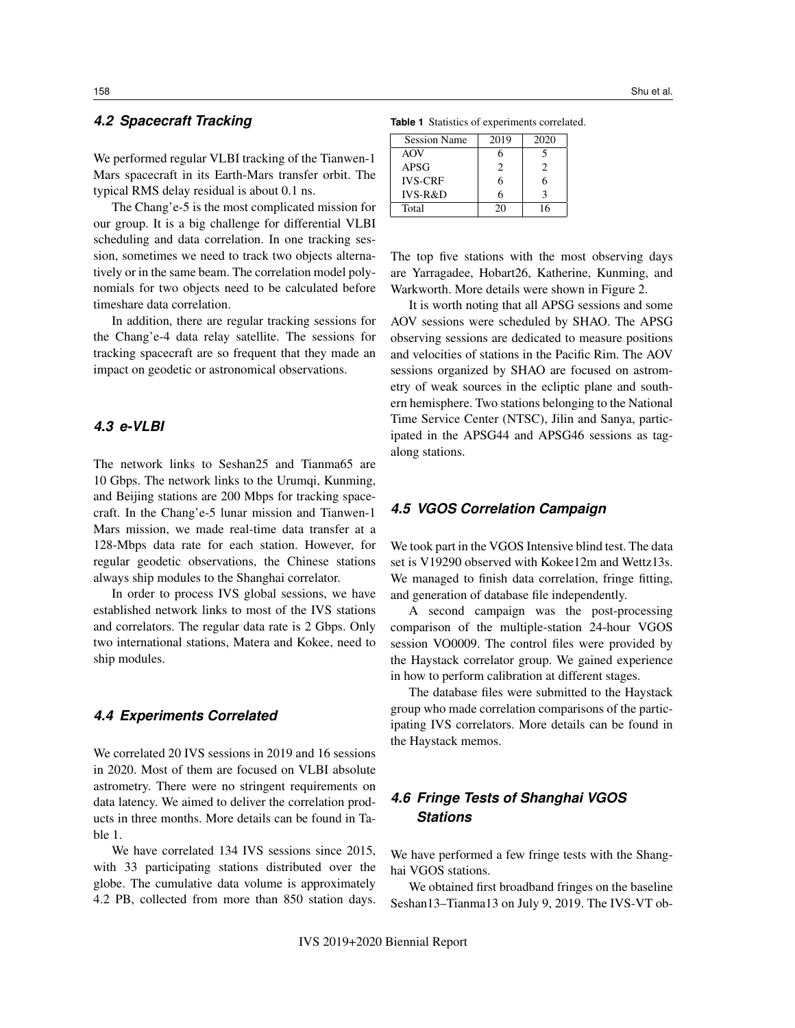### 4.2 Spacecraft Tracking

We performed regular VLBI tracking of the Tianwen-1 Mars spacecraft in its Earth-Mars transfer orbit. The typical RMS delay residual is about 0.1 ns.

The Chang'e-5 is the most complicated mission for our group. It is a big challenge for differential VLBI scheduling and data correlation. In one tracking session, sometimes we need to track two objects alternatively or in the same beam. The correlation model polynomials for two objects need to be calculated before timeshare data correlation.

In addition, there are regular tracking sessions for the Chang'e-4 data relay satellite. The sessions for tracking spacecraft are so frequent that they made an impact on geodetic or astronomical observations.

### 4.3 e-VLBI

The network links to Seshan25 and Tianma65 are 10 Gbps. The network links to the Urumqi, Kunming, and Beijing stations are 200 Mbps for tracking spacecraft. In the Chang'e-5 lunar mission and Tianwen-1 Mars mission, we made real-time data transfer at a 128-Mbps data rate for each station. However, for regular geodetic observations, the Chinese stations always ship modules to the Shanghai correlator.

In order to process IVS global sessions, we have established network links to most of the IVS stations and correlators. The regular data rate is 2 Gbps. Only two international stations, Matera and Kokee, need to ship modules.

### 4.4 Experiments Correlated

We correlated 20 IVS sessions in 2019 and 16 sessions in 2020. Most of them are focused on VLBI absolute astrometry. There were no stringent requirements on data latency. We aimed to deliver the correlation products in three months. More details can be found in Table 1.

**Table 1** Statistics of experiments correlated.

| Session Name | 2019 | 2020 |
|---|---|---|
| AOV | 6 | 5 |
| APSG | 2 | 2 |
| IVS-CRF | 6 | 6 |
| IVS-R&D | 6 | 3 |
| Total | 20 | 16 |

We have correlated 134 IVS sessions since 2015, with 33 participating stations distributed over the globe. The cumulative data volume is approximately 4.2 PB, collected from more than 850 station days. The top five stations with the most observing days are Yarragadee, Hobart26, Katherine, Kunming, and Warkworth. More details were shown in Figure 2.

It is worth noting that all APSG sessions and some AOV sessions were scheduled by SHAO. The APSG observing sessions are dedicated to measure positions and velocities of stations in the Pacific Rim. The AOV sessions organized by SHAO are focused on astrometry of weak sources in the ecliptic plane and southern hemisphere. Two stations belonging to the National Time Service Center (NTSC), Jilin and Sanya, participated in the APSG44 and APSG46 sessions as tag-along stations.

### 4.5 VGOS Correlation Campaign

We took part in the VGOS Intensive blind test. The data set is V19290 observed with Kokee12m and Wettz13s. We managed to finish data correlation, fringe fitting, and generation of database file independently.

A second campaign was the post-processing comparison of the multiple-station 24-hour VGOS session VO0009. The control files were provided by the Haystack correlator group. We gained experience in how to perform calibration at different stages.

The database files were submitted to the Haystack group who made correlation comparisons of the participating IVS correlators. More details can be found in the Haystack memos.

### 4.6 Fringe Tests of Shanghai VGOS Stations

We have performed a few fringe tests with the Shanghai VGOS stations.

We obtained first broadband fringes on the baseline Seshan13–Tianma13 on July 9, 2019. The IVS-VT ob-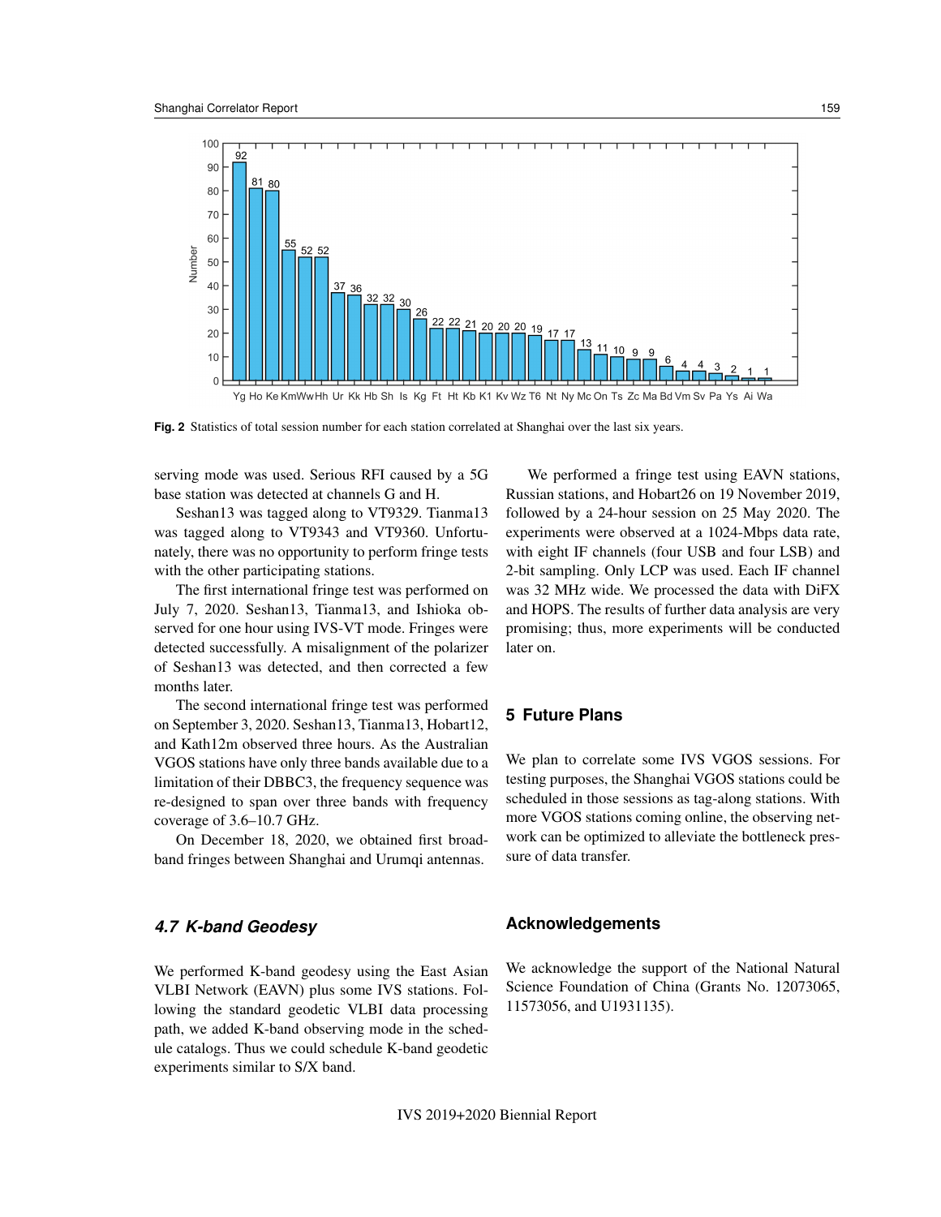100
90
80
70
60
50
40
30
20
10
0

Number

92 81 80 55 52 52 37 36 32 32 30 26 22 22 21 20 20 20 19 17 17 13 11 10 9 9 6 4 4 3 2 1 1

Yg Ho Ke Km Ww Hh Ur Kk Hb Sh Is Kg Ft Ht Kb K1 Kv Wz T6 Nt Ny Mc On Ts Zc Ma Bd Vm Sv Pa Ys Ai Wa

**Fig. 2** Statistics of total session number for each station correlated at Shanghai over the last six years.

serving mode was used. Serious RFI caused by a 5G base station was detected at channels G and H.

Seshan13 was tagged along to VT9329. Tianma13 was tagged along to VT9343 and VT9360. Unfortunately, there was no opportunity to perform fringe tests with the other participating stations.

The first international fringe test was performed on July 7, 2020. Seshan13, Tianma13, and Ishioka observed for one hour using IVS-VT mode. Fringes were detected successfully. A misalignment of the polarizer of Seshan13 was detected, and then corrected a few months later.

The second international fringe test was performed on September 3, 2020. Seshan13, Tianma13, Hobart12, and Kath12m observed three hours. As the Australian VGOS stations have only three bands available due to a limitation of their DBBC3, the frequency sequence was re-designed to span over three bands with frequency coverage of 3.6–10.7 GHz.

On December 18, 2020, we obtained first broadband fringes between Shanghai and Urumqi antennas.

### *4.7 K-band Geodesy*

We performed K-band geodesy using the East Asian VLBI Network (EAVN) plus some IVS stations. Following the standard geodetic VLBI data processing path, we added K-band observing mode in the schedule catalogs. Thus we could schedule K-band geodetic experiments similar to S/X band.

We performed a fringe test using EAVN stations, Russian stations, and Hobart26 on 19 November 2019, followed by a 24-hour session on 25 May 2020. The experiments were observed at a 1024-Mbps data rate, with eight IF channels (four USB and four LSB) and 2-bit sampling. Only LCP was used. Each IF channel was 32 MHz wide. We processed the data with DiFX and HOPS. The results of further data analysis are very promising; thus, more experiments will be conducted later on.

## 5 Future Plans

We plan to correlate some IVS VGOS sessions. For testing purposes, the Shanghai VGOS stations could be scheduled in those sessions as tag-along stations. With more VGOS stations coming online, the observing network can be optimized to alleviate the bottleneck pressure of data transfer.

## Acknowledgements

We acknowledge the support of the National Natural Science Foundation of China (Grants No. 12073065, 11573056, and U1931135).